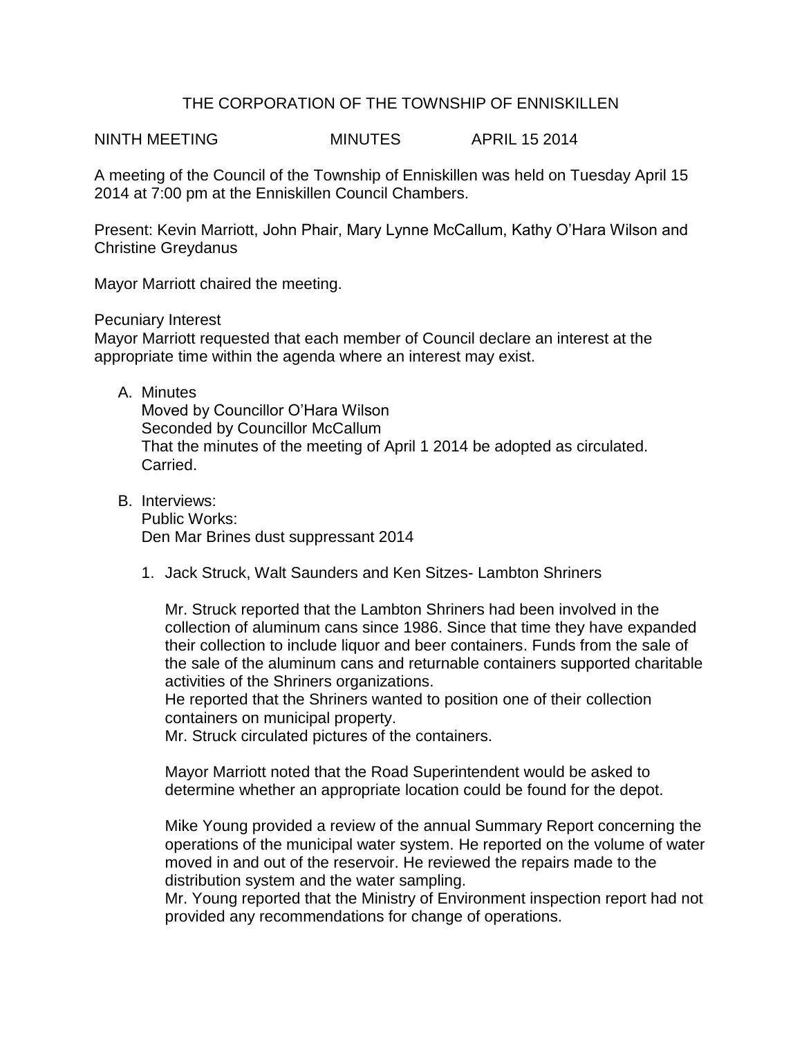# THE CORPORATION OF THE TOWNSHIP OF ENNISKILLEN

NINTH MEETING MINUTES APRIL 15 2014

A meeting of the Council of the Township of Enniskillen was held on Tuesday April 15 2014 at 7:00 pm at the Enniskillen Council Chambers.

Present: Kevin Marriott, John Phair, Mary Lynne McCallum, Kathy O'Hara Wilson and Christine Greydanus

Mayor Marriott chaired the meeting.

Pecuniary Interest
Mayor Marriott requested that each member of Council declare an interest at the appropriate time within the agenda where an interest may exist.

A. Minutes
   Moved by Councillor O'Hara Wilson
   Seconded by Councillor McCallum
   That the minutes of the meeting of April 1 2014 be adopted as circulated.
   Carried.

B. Interviews:
   Public Works:
   Den Mar Brines dust suppressant 2014

   1. Jack Struck, Walt Saunders and Ken Sitzes- Lambton Shriners

      Mr. Struck reported that the Lambton Shriners had been involved in the collection of aluminum cans since 1986. Since that time they have expanded their collection to include liquor and beer containers. Funds from the sale of the sale of the aluminum cans and returnable containers supported charitable activities of the Shriners organizations.
      He reported that the Shriners wanted to position one of their collection containers on municipal property.
      Mr. Struck circulated pictures of the containers.

      Mayor Marriott noted that the Road Superintendent would be asked to determine whether an appropriate location could be found for the depot.

      Mike Young provided a review of the annual Summary Report concerning the operations of the municipal water system. He reported on the volume of water moved in and out of the reservoir. He reviewed the repairs made to the distribution system and the water sampling.
      Mr. Young reported that the Ministry of Environment inspection report had not provided any recommendations for change of operations.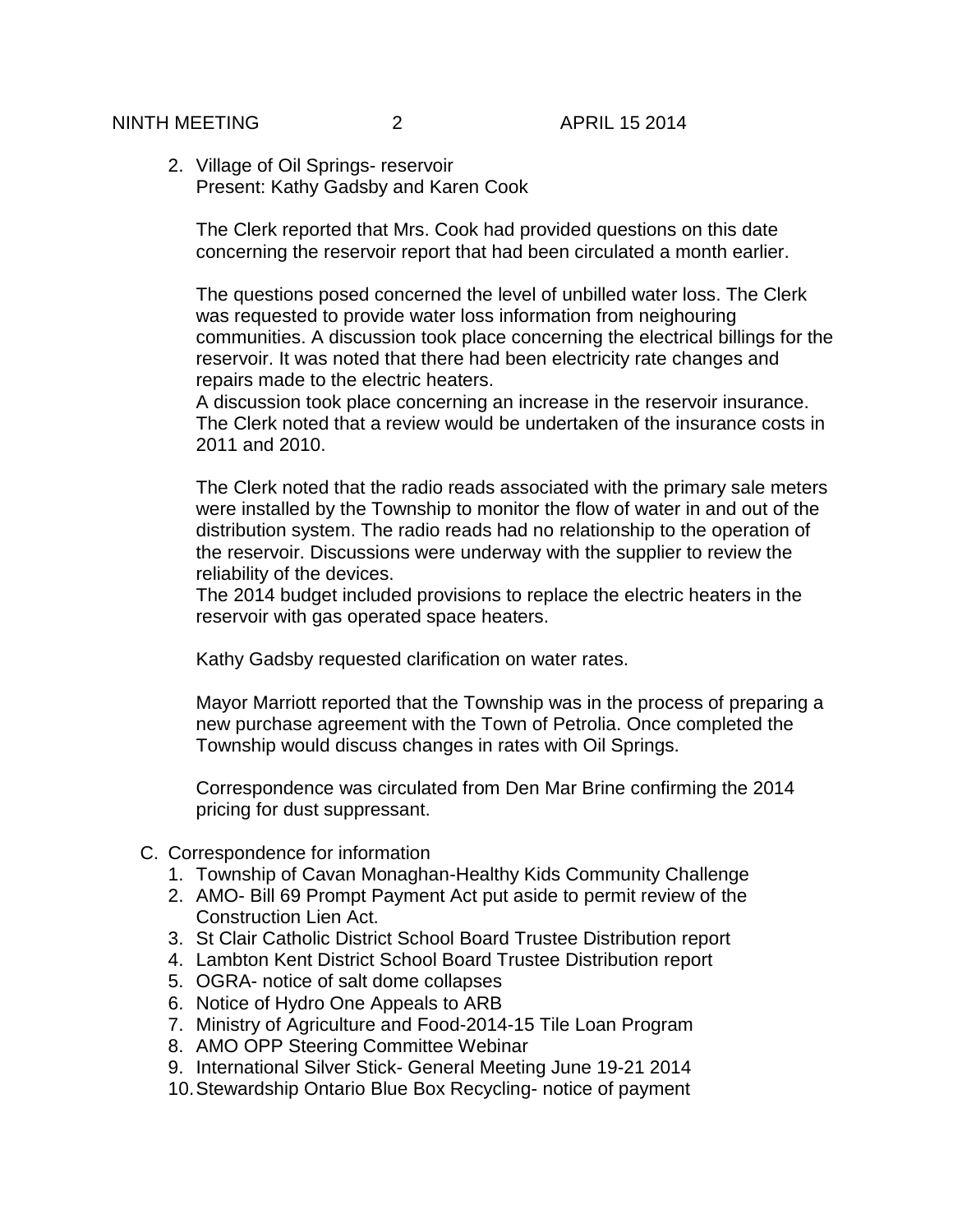2. Village of Oil Springs- reservoir
   Present: Kathy Gadsby and Karen Cook

   The Clerk reported that Mrs. Cook had provided questions on this date concerning the reservoir report that had been circulated a month earlier.

   The questions posed concerned the level of unbilled water loss. The Clerk was requested to provide water loss information from neighouring communities. A discussion took place concerning the electrical billings for the reservoir. It was noted that there had been electricity rate changes and repairs made to the electric heaters.
   A discussion took place concerning an increase in the reservoir insurance. The Clerk noted that a review would be undertaken of the insurance costs in 2011 and 2010.

   The Clerk noted that the radio reads associated with the primary sale meters were installed by the Township to monitor the flow of water in and out of the distribution system. The radio reads had no relationship to the operation of the reservoir. Discussions were underway with the supplier to review the reliability of the devices.
   The 2014 budget included provisions to replace the electric heaters in the reservoir with gas operated space heaters.

   Kathy Gadsby requested clarification on water rates.

   Mayor Marriott reported that the Township was in the process of preparing a new purchase agreement with the Town of Petrolia. Once completed the Township would discuss changes in rates with Oil Springs.

   Correspondence was circulated from Den Mar Brine confirming the 2014 pricing for dust suppressant.

C. Correspondence for information
   1. Township of Cavan Monaghan-Healthy Kids Community Challenge
   2. AMO- Bill 69 Prompt Payment Act put aside to permit review of the Construction Lien Act.
   3. St Clair Catholic District School Board Trustee Distribution report
   4. Lambton Kent District School Board Trustee Distribution report
   5. OGRA- notice of salt dome collapses
   6. Notice of Hydro One Appeals to ARB
   7. Ministry of Agriculture and Food-2014-15 Tile Loan Program
   8. AMO OPP Steering Committee Webinar
   9. International Silver Stick- General Meeting June 19-21 2014
   10. Stewardship Ontario Blue Box Recycling- notice of payment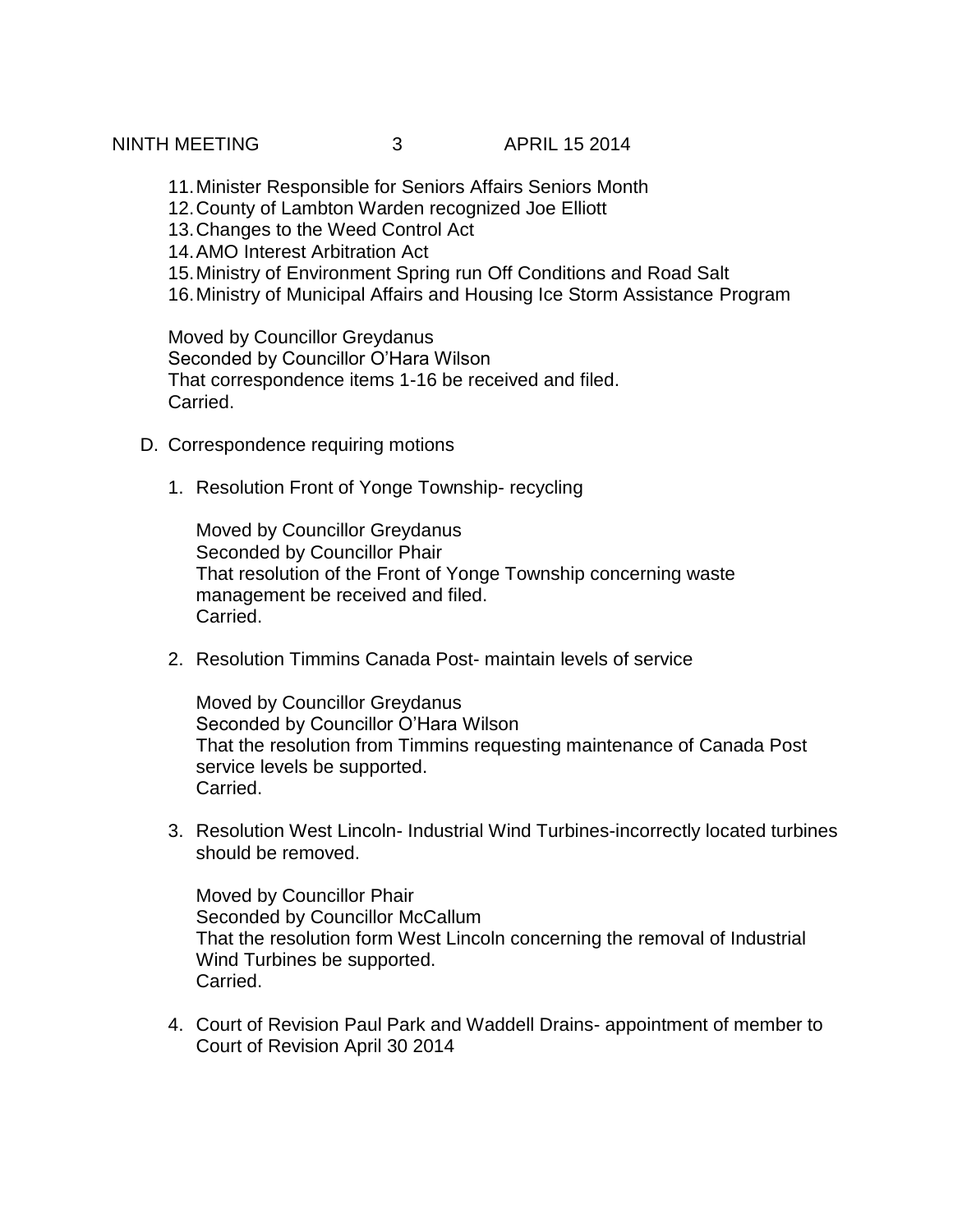11. Minister Responsible for Seniors Affairs Seniors Month
12. County of Lambton Warden recognized Joe Elliott
13. Changes to the Weed Control Act
14. AMO Interest Arbitration Act
15. Ministry of Environment Spring run Off Conditions and Road Salt
16. Ministry of Municipal Affairs and Housing Ice Storm Assistance Program

Moved by Councillor Greydanus
Seconded by Councillor O'Hara Wilson
That correspondence items 1-16 be received and filed.
Carried.

D. Correspondence requiring motions

1. Resolution Front of Yonge Township- recycling

   Moved by Councillor Greydanus
   Seconded by Councillor Phair
   That resolution of the Front of Yonge Township concerning waste management be received and filed.
   Carried.

2. Resolution Timmins Canada Post- maintain levels of service

   Moved by Councillor Greydanus
   Seconded by Councillor O'Hara Wilson
   That the resolution from Timmins requesting maintenance of Canada Post service levels be supported.
   Carried.

3. Resolution West Lincoln- Industrial Wind Turbines-incorrectly located turbines should be removed.

   Moved by Councillor Phair
   Seconded by Councillor McCallum
   That the resolution form West Lincoln concerning the removal of Industrial Wind Turbines be supported.
   Carried.

4. Court of Revision Paul Park and Waddell Drains- appointment of member to Court of Revision April 30 2014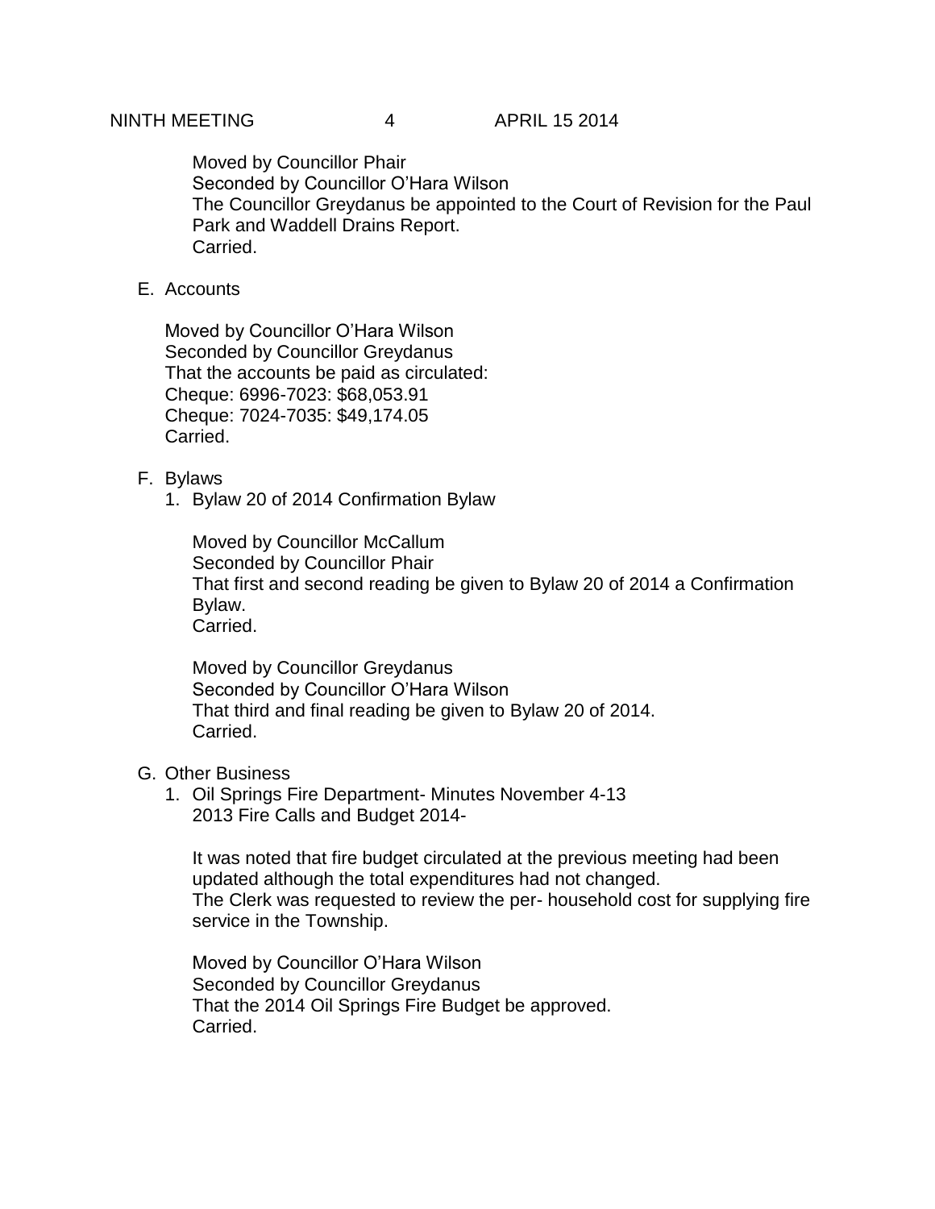Moved by Councillor Phair
Seconded by Councillor O'Hara Wilson
The Councillor Greydanus be appointed to the Court of Revision for the Paul Park and Waddell Drains Report.
Carried.

E. Accounts

Moved by Councillor O'Hara Wilson
Seconded by Councillor Greydanus
That the accounts be paid as circulated:
Cheque: 6996-7023: $68,053.91
Cheque: 7024-7035: $49,174.05
Carried.

F. Bylaws

1. Bylaw 20 of 2014 Confirmation Bylaw

Moved by Councillor McCallum
Seconded by Councillor Phair
That first and second reading be given to Bylaw 20 of 2014 a Confirmation Bylaw.
Carried.

Moved by Councillor Greydanus
Seconded by Councillor O'Hara Wilson
That third and final reading be given to Bylaw 20 of 2014.
Carried.

G. Other Business

1. Oil Springs Fire Department- Minutes November 4-13
2013 Fire Calls and Budget 2014-

It was noted that fire budget circulated at the previous meeting had been updated although the total expenditures had not changed.
The Clerk was requested to review the per- household cost for supplying fire service in the Township.

Moved by Councillor O'Hara Wilson
Seconded by Councillor Greydanus
That the 2014 Oil Springs Fire Budget be approved.
Carried.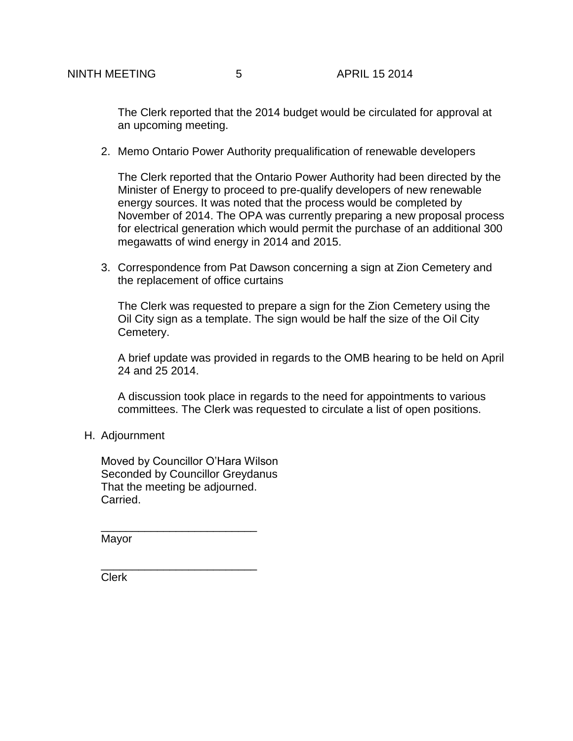The Clerk reported that the 2014 budget would be circulated for approval at an upcoming meeting.

2. Memo Ontario Power Authority prequalification of renewable developers

   The Clerk reported that the Ontario Power Authority had been directed by the Minister of Energy to proceed to pre-qualify developers of new renewable energy sources. It was noted that the process would be completed by November of 2014. The OPA was currently preparing a new proposal process for electrical generation which would permit the purchase of an additional 300 megawatts of wind energy in 2014 and 2015.

3. Correspondence from Pat Dawson concerning a sign at Zion Cemetery and the replacement of office curtains

   The Clerk was requested to prepare a sign for the Zion Cemetery using the Oil City sign as a template. The sign would be half the size of the Oil City Cemetery.

   A brief update was provided in regards to the OMB hearing to be held on April 24 and 25 2014.

   A discussion took place in regards to the need for appointments to various committees. The Clerk was requested to circulate a list of open positions.

H. Adjournment

Moved by Councillor O'Hara Wilson
Seconded by Councillor Greydanus
That the meeting be adjourned.
Carried.

_________________________
Mayor

_________________________
Clerk